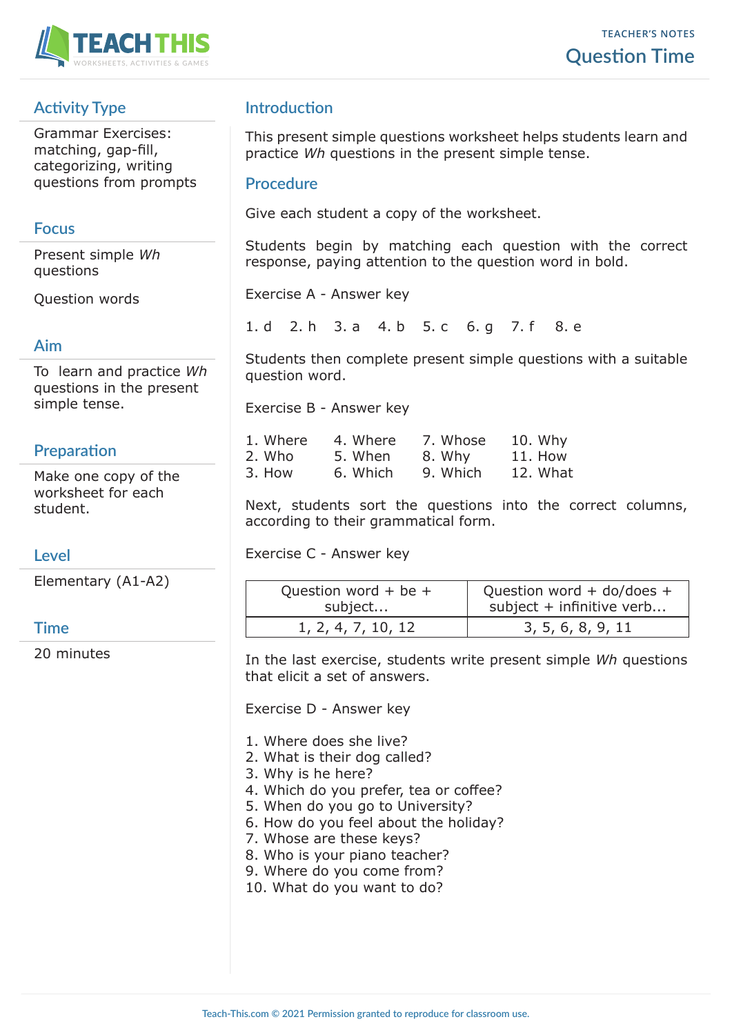TEACHER'S NOTES

# Question Time

## Activity Type

Grammar Exercises: matching, gap-fill, categorizing, writing questions from prompts

## Focus

Present simple *Wh* questions

Question words

## Aim

To learn and practice *Wh* questions in the present simple tense.

## Preparation

Make one copy of the worksheet for each student.

## Level

Elementary (A1-A2)

## Time

20 minutes

## Introduction

This present simple questions worksheet helps students learn and practice *Wh* questions in the present simple tense.

## Procedure

Give each student a copy of the worksheet.

Students begin by matching each question with the correct response, paying attention to the question word in bold.

Exercise A - Answer key

1. d 2. h 3. a 4. b 5. c 6. g 7. f 8. e

Students then complete present simple questions with a suitable question word.

Exercise B - Answer key

1. Where
2. Who
3. How
4. Where
5. When
6. Which
7. Whose
8. Why
9. Which
10. Why
11. How
12. What

Next, students sort the questions into the correct columns, according to their grammatical form.

Exercise C - Answer key

| Question word + be + subject... | Question word + do/does + subject + infinitive verb... |
|---|---|
| 1, 2, 4, 7, 10, 12 | 3, 5, 6, 8, 9, 11 |

In the last exercise, students write present simple *Wh* questions that elicit a set of answers.

Exercise D - Answer key

1. Where does she live?
2. What is their dog called?
3. Why is he here?
4. Which do you prefer, tea or coffee?
5. When do you go to University?
6. How do you feel about the holiday?
7. Whose are these keys?
8. Who is your piano teacher?
9. Where do you come from?
10. What do you want to do?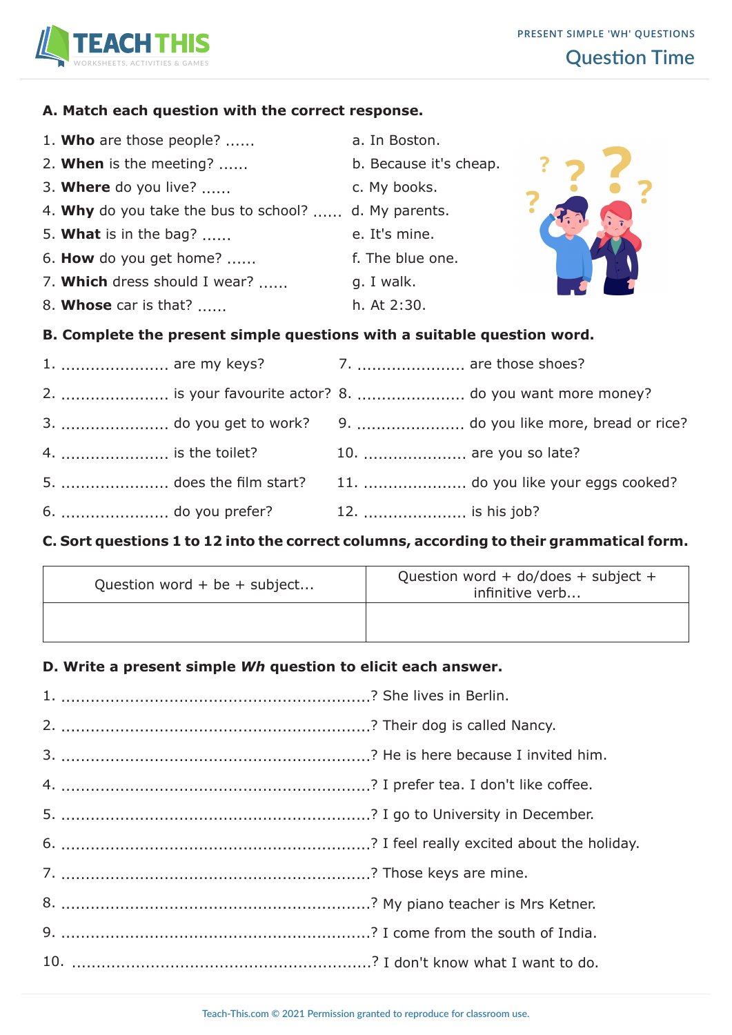# Question Time

PRESENT SIMPLE 'WH' QUESTIONS

**A. Match each question with the correct response.**

1. **Who** are those people? ......
2. **When** is the meeting? ......
3. **Where** do you live? ......
4. **Why** do you take the bus to school? ......
5. **What** is in the bag? ......
6. **How** do you get home? ......
7. **Which** dress should I wear? ......
8. **Whose** car is that? ......

a. In Boston.
b. Because it's cheap.
c. My books.
d. My parents.
e. It's mine.
f. The blue one.
g. I walk.
h. At 2:30.

**B. Complete the present simple questions with a suitable question word.**

1. ...................... are my keys?
2. ...................... is your favourite actor?
3. ...................... do you get to work?
4. ...................... is the toilet?
5. ...................... does the film start?
6. ...................... do you prefer?
7. ...................... are those shoes?
8. ...................... do you want more money?
9. ...................... do you like more, bread or rice?
10. ..................... are you so late?
11. ..................... do you like your eggs cooked?
12. ..................... is his job?

**C. Sort questions 1 to 12 into the correct columns, according to their grammatical form.**

| Question word + be + subject... | Question word + do/does + subject + infinitive verb... |
|---|---|
| | |

**D. Write a present simple *Wh* question to elicit each answer.**

1. ..............................................................? She lives in Berlin.
2. ..............................................................? Their dog is called Nancy.
3. ..............................................................? He is here because I invited him.
4. ..............................................................? I prefer tea. I don't like coffee.
5. ..............................................................? I go to University in December.
6. ..............................................................? I feel really excited about the holiday.
7. ..............................................................? Those keys are mine.
8. ..............................................................? My piano teacher is Mrs Ketner.
9. ..............................................................? I come from the south of India.
10. ............................................................? I don't know what I want to do.